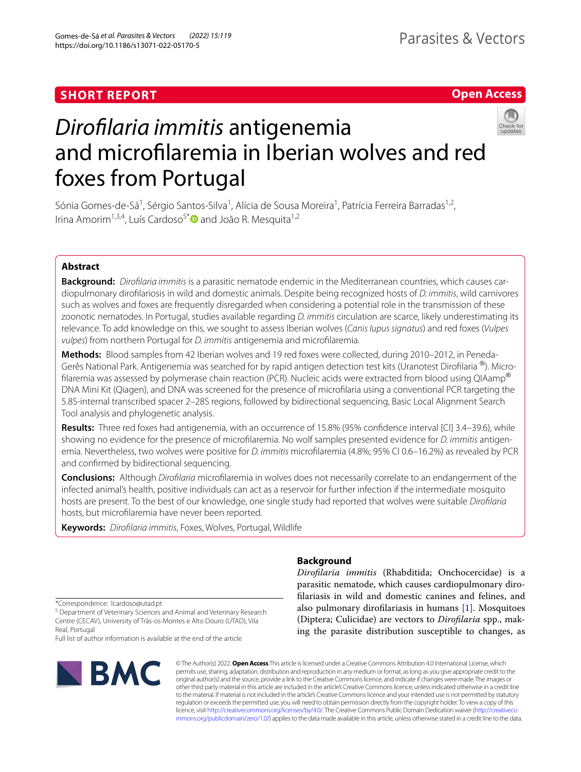SHORT REPORT

Open Access

# *Dirofilaria immitis* antigenemia and microfilaremia in Iberian wolves and red foxes from Portugal

Sónia Gomes-de-Sá[1], Sérgio Santos-Silva[1], Alícia de Sousa Moreira[1], Patrícia Ferreira Barradas[1,2], Irina Amorim[1,3,4], Luís Cardoso[5]* and João R. Mesquita[1,2]

## Abstract

**Background:** *Dirofilaria immitis* is a parasitic nematode endemic in the Mediterranean countries, which causes cardiopulmonary dirofilariosis in wild and domestic animals. Despite being recognized hosts of *D. immitis*, wild carnivores such as wolves and foxes are frequently disregarded when considering a potential role in the transmission of these zoonotic nematodes. In Portugal, studies available regarding *D. immitis* circulation are scarce, likely underestimating its relevance. To add knowledge on this, we sought to assess Iberian wolves (*Canis lupus signatus*) and red foxes (*Vulpes vulpes*) from northern Portugal for *D. immitis* antigenemia and microfilaremia.

**Methods:** Blood samples from 42 Iberian wolves and 19 red foxes were collected, during 2010–2012, in Peneda-Gerês National Park. Antigenemia was searched for by rapid antigen detection test kits (Uranotest Dirofilaria ®). Microfilaremia was assessed by polymerase chain reaction (PCR). Nucleic acids were extracted from blood using QIAamp® DNA Mini Kit (Qiagen), and DNA was screened for the presence of microfilaria using a conventional PCR targeting the 5.8S-internal transcribed spacer 2–28S regions, followed by bidirectional sequencing, Basic Local Alignment Search Tool analysis and phylogenetic analysis.

**Results:** Three red foxes had antigenemia, with an occurrence of 15.8% (95% confidence interval [CI] 3.4–39.6), while showing no evidence for the presence of microfilaremia. No wolf samples presented evidence for *D. immitis* antigenemia. Nevertheless, two wolves were positive for *D. immitis* microfilaremia (4.8%; 95% CI 0.6–16.2%) as revealed by PCR and confirmed by bidirectional sequencing.

**Conclusions:** Although *Dirofilaria* microfilaremia in wolves does not necessarily correlate to an endangerment of the infected animal's health, positive individuals can act as a reservoir for further infection if the intermediate mosquito hosts are present. To the best of our knowledge, one single study had reported that wolves were suitable *Dirofilaria* hosts, but microfilaremia have never been reported.

**Keywords:** *Dirofilaria immitis*, Foxes, Wolves, Portugal, Wildlife

*Correspondence: lcardoso@utad.pt

[5] Department of Veterinary Sciences and Animal and Veterinary Research Centre (CECAV), University of Trás-os-Montes e Alto Douro (UTAD), Vila Real, Portugal

Full list of author information is available at the end of the article

## Background

*Dirofilaria immitis* (Rhabditida; Onchocercidae) is a parasitic nematode, which causes cardiopulmonary dirofilariasis in wild and domestic canines and felines, and also pulmonary dirofilariasis in humans [1]. Mosquitoes (Diptera; Culicidae) are vectors to *Dirofilaria* spp., making the parasite distribution susceptible to changes, as

© The Author(s) 2022. **Open Access** This article is licensed under a Creative Commons Attribution 4.0 International License, which permits use, sharing, adaptation, distribution and reproduction in any medium or format, as long as you give appropriate credit to the original author(s) and the source, provide a link to the Creative Commons licence, and indicate if changes were made. The images or other third party material in this article are included in the article's Creative Commons licence, unless indicated otherwise in a credit line to the material. If material is not included in the article's Creative Commons licence and your intended use is not permitted by statutory regulation or exceeds the permitted use, you will need to obtain permission directly from the copyright holder. To view a copy of this licence, visit http://creativecommons.org/licenses/by/4.0/. The Creative Commons Public Domain Dedication waiver (http://creativecommons.org/publicdomain/zero/1.0/) applies to the data made available in this article, unless otherwise stated in a credit line to the data.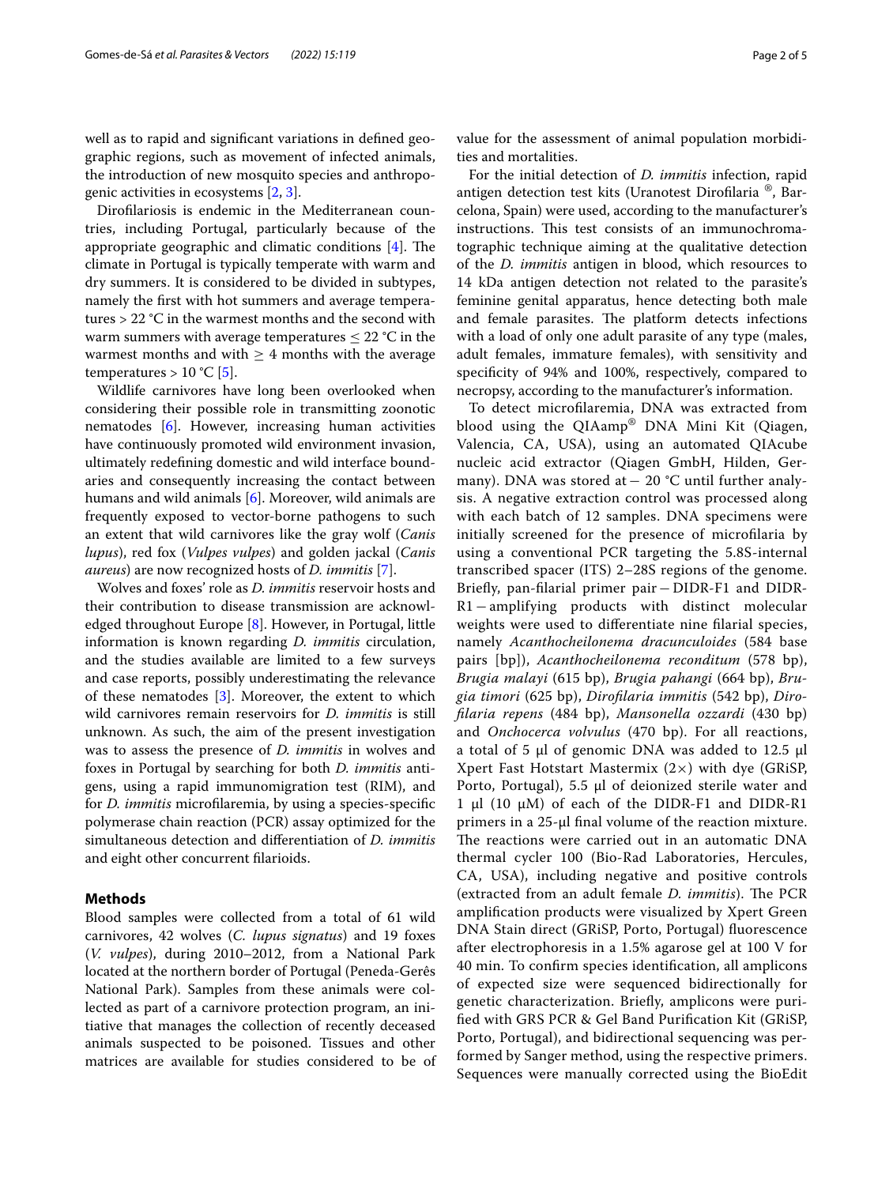well as to rapid and significant variations in defined geographic regions, such as movement of infected animals, the introduction of new mosquito species and anthropogenic activities in ecosystems [2, 3].

Dirofilariosis is endemic in the Mediterranean countries, including Portugal, particularly because of the appropriate geographic and climatic conditions [4]. The climate in Portugal is typically temperate with warm and dry summers. It is considered to be divided in subtypes, namely the first with hot summers and average temperatures > 22 °C in the warmest months and the second with warm summers with average temperatures ≤ 22 °C in the warmest months and with ≥ 4 months with the average temperatures > 10 °C [5].

Wildlife carnivores have long been overlooked when considering their possible role in transmitting zoonotic nematodes [6]. However, increasing human activities have continuously promoted wild environment invasion, ultimately redefining domestic and wild interface boundaries and consequently increasing the contact between humans and wild animals [6]. Moreover, wild animals are frequently exposed to vector-borne pathogens to such an extent that wild carnivores like the gray wolf (*Canis lupus*), red fox (*Vulpes vulpes*) and golden jackal (*Canis aureus*) are now recognized hosts of *D. immitis* [7].

Wolves and foxes' role as *D. immitis* reservoir hosts and their contribution to disease transmission are acknowledged throughout Europe [8]. However, in Portugal, little information is known regarding *D. immitis* circulation, and the studies available are limited to a few surveys and case reports, possibly underestimating the relevance of these nematodes [3]. Moreover, the extent to which wild carnivores remain reservoirs for *D. immitis* is still unknown. As such, the aim of the present investigation was to assess the presence of *D. immitis* in wolves and foxes in Portugal by searching for both *D. immitis* antigens, using a rapid immunomigration test (RIM), and for *D. immitis* microfilaremia, by using a species-specific polymerase chain reaction (PCR) assay optimized for the simultaneous detection and differentiation of *D. immitis* and eight other concurrent filarioids.

## Methods

Blood samples were collected from a total of 61 wild carnivores, 42 wolves (*C. lupus signatus*) and 19 foxes (*V. vulpes*), during 2010–2012, from a National Park located at the northern border of Portugal (Peneda-Gerês National Park). Samples from these animals were collected as part of a carnivore protection program, an initiative that manages the collection of recently deceased animals suspected to be poisoned. Tissues and other matrices are available for studies considered to be of value for the assessment of animal population morbidities and mortalities.

For the initial detection of *D. immitis* infection, rapid antigen detection test kits (Uranotest Dirofilaria ®, Barcelona, Spain) were used, according to the manufacturer's instructions. This test consists of an immunochromatographic technique aiming at the qualitative detection of the *D. immitis* antigen in blood, which resources to 14 kDa antigen detection not related to the parasite's feminine genital apparatus, hence detecting both male and female parasites. The platform detects infections with a load of only one adult parasite of any type (males, adult females, immature females), with sensitivity and specificity of 94% and 100%, respectively, compared to necropsy, according to the manufacturer's information.

To detect microfilaremia, DNA was extracted from blood using the QIAamp® DNA Mini Kit (Qiagen, Valencia, CA, USA), using an automated QIAcube nucleic acid extractor (Qiagen GmbH, Hilden, Germany). DNA was stored at − 20 °C until further analysis. A negative extraction control was processed along with each batch of 12 samples. DNA specimens were initially screened for the presence of microfilaria by using a conventional PCR targeting the 5.8S-internal transcribed spacer (ITS) 2–28S regions of the genome. Briefly, pan-filarial primer pair − DIDR-F1 and DIDR-R1 − amplifying products with distinct molecular weights were used to differentiate nine filarial species, namely *Acanthocheilonema dracunculoides* (584 base pairs [bp]), *Acanthocheilonema reconditum* (578 bp), *Brugia malayi* (615 bp), *Brugia pahangi* (664 bp), *Brugia timori* (625 bp), *Dirofilaria immitis* (542 bp), *Dirofilaria repens* (484 bp), *Mansonella ozzardi* (430 bp) and *Onchocerca volvulus* (470 bp). For all reactions, a total of 5 µl of genomic DNA was added to 12.5 µl Xpert Fast Hotstart Mastermix (2×) with dye (GRiSP, Porto, Portugal), 5.5 µl of deionized sterile water and 1 µl (10 µM) of each of the DIDR-F1 and DIDR-R1 primers in a 25-µl final volume of the reaction mixture. The reactions were carried out in an automatic DNA thermal cycler 100 (Bio-Rad Laboratories, Hercules, CA, USA), including negative and positive controls (extracted from an adult female *D. immitis*). The PCR amplification products were visualized by Xpert Green DNA Stain direct (GRiSP, Porto, Portugal) fluorescence after electrophoresis in a 1.5% agarose gel at 100 V for 40 min. To confirm species identification, all amplicons of expected size were sequenced bidirectionally for genetic characterization. Briefly, amplicons were purified with GRS PCR & Gel Band Purification Kit (GRiSP, Porto, Portugal), and bidirectional sequencing was performed by Sanger method, using the respective primers. Sequences were manually corrected using the BioEdit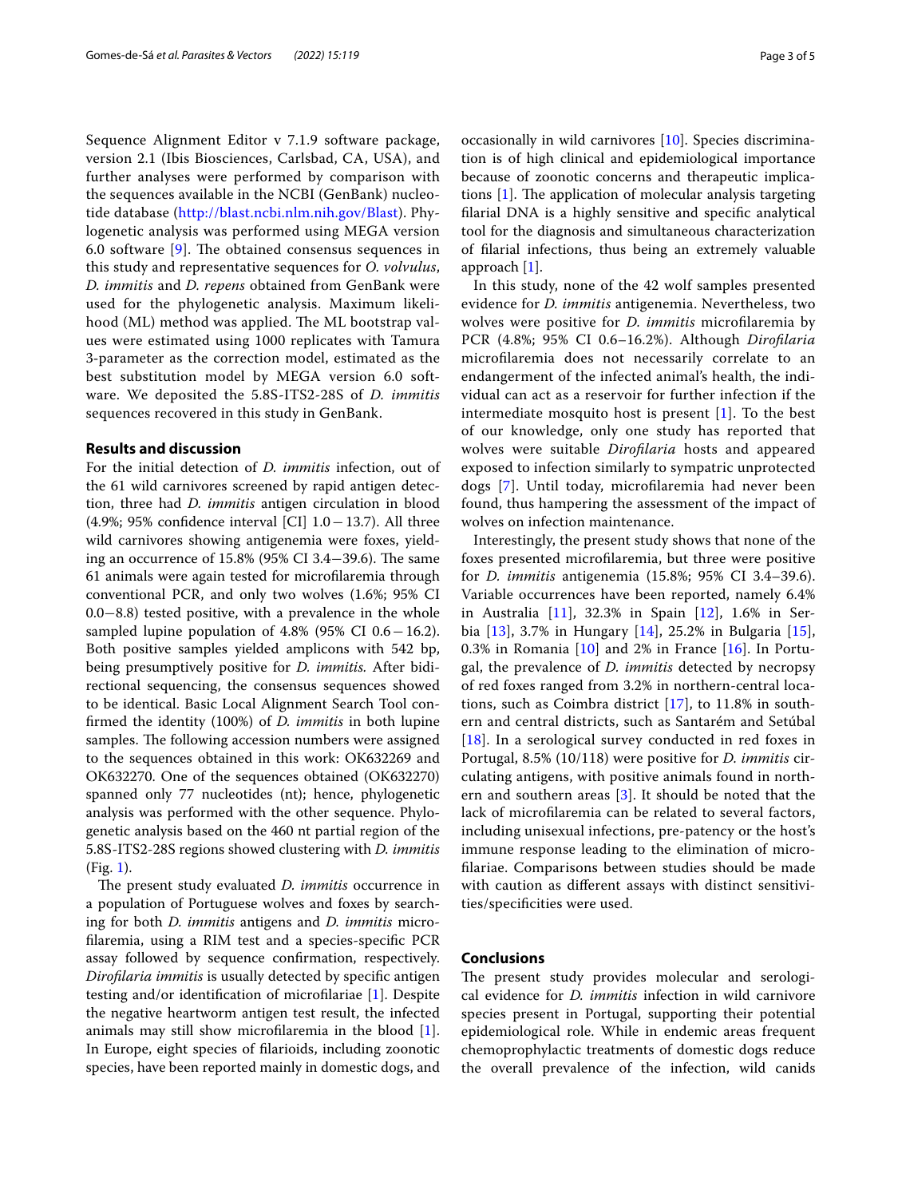Sequence Alignment Editor v 7.1.9 software package, version 2.1 (Ibis Biosciences, Carlsbad, CA, USA), and further analyses were performed by comparison with the sequences available in the NCBI (GenBank) nucleotide database (http://blast.ncbi.nlm.nih.gov/Blast). Phylogenetic analysis was performed using MEGA version 6.0 software [9]. The obtained consensus sequences in this study and representative sequences for *O. volvulus*, *D. immitis* and *D. repens* obtained from GenBank were used for the phylogenetic analysis. Maximum likelihood (ML) method was applied. The ML bootstrap values were estimated using 1000 replicates with Tamura 3-parameter as the correction model, estimated as the best substitution model by MEGA version 6.0 software. We deposited the 5.8S-ITS2-28S of *D. immitis* sequences recovered in this study in GenBank.

## Results and discussion

For the initial detection of *D. immitis* infection, out of the 61 wild carnivores screened by rapid antigen detection, three had *D. immitis* antigen circulation in blood (4.9%; 95% confidence interval [CI] 1.0 − 13.7). All three wild carnivores showing antigenemia were foxes, yielding an occurrence of 15.8% (95% CI 3.4−39.6). The same 61 animals were again tested for microfilaremia through conventional PCR, and only two wolves (1.6%; 95% CI 0.0−8.8) tested positive, with a prevalence in the whole sampled lupine population of 4.8% (95% CI 0.6 − 16.2). Both positive samples yielded amplicons with 542 bp, being presumptively positive for *D. immitis*. After bidirectional sequencing, the consensus sequences showed to be identical. Basic Local Alignment Search Tool confirmed the identity (100%) of *D. immitis* in both lupine samples. The following accession numbers were assigned to the sequences obtained in this work: OK632269 and OK632270. One of the sequences obtained (OK632270) spanned only 77 nucleotides (nt); hence, phylogenetic analysis was performed with the other sequence. Phylogenetic analysis based on the 460 nt partial region of the 5.8S-ITS2-28S regions showed clustering with *D. immitis* (Fig. 1).

The present study evaluated *D. immitis* occurrence in a population of Portuguese wolves and foxes by searching for both *D. immitis* antigens and *D. immitis* microfilaremia, using a RIM test and a species-specific PCR assay followed by sequence confirmation, respectively. *Dirofilaria immitis* is usually detected by specific antigen testing and/or identification of microfilariae [1]. Despite the negative heartworm antigen test result, the infected animals may still show microfilaremia in the blood [1]. In Europe, eight species of filarioids, including zoonotic species, have been reported mainly in domestic dogs, and occasionally in wild carnivores [10]. Species discrimination is of high clinical and epidemiological importance because of zoonotic concerns and therapeutic implications [1]. The application of molecular analysis targeting filarial DNA is a highly sensitive and specific analytical tool for the diagnosis and simultaneous characterization of filarial infections, thus being an extremely valuable approach [1].

In this study, none of the 42 wolf samples presented evidence for *D. immitis* antigenemia. Nevertheless, two wolves were positive for *D. immitis* microfilaremia by PCR (4.8%; 95% CI 0.6–16.2%). Although *Dirofilaria* microfilaremia does not necessarily correlate to an endangerment of the infected animal's health, the individual can act as a reservoir for further infection if the intermediate mosquito host is present [1]. To the best of our knowledge, only one study has reported that wolves were suitable *Dirofilaria* hosts and appeared exposed to infection similarly to sympatric unprotected dogs [7]. Until today, microfilaremia had never been found, thus hampering the assessment of the impact of wolves on infection maintenance.

Interestingly, the present study shows that none of the foxes presented microfilaremia, but three were positive for *D. immitis* antigenemia (15.8%; 95% CI 3.4–39.6). Variable occurrences have been reported, namely 6.4% in Australia [11], 32.3% in Spain [12], 1.6% in Serbia [13], 3.7% in Hungary [14], 25.2% in Bulgaria [15], 0.3% in Romania [10] and 2% in France [16]. In Portugal, the prevalence of *D. immitis* detected by necropsy of red foxes ranged from 3.2% in northern-central locations, such as Coimbra district [17], to 11.8% in southern and central districts, such as Santarém and Setúbal [18]. In a serological survey conducted in red foxes in Portugal, 8.5% (10/118) were positive for *D. immitis* circulating antigens, with positive animals found in northern and southern areas [3]. It should be noted that the lack of microfilaremia can be related to several factors, including unisexual infections, pre-patency or the host's immune response leading to the elimination of microfilariae. Comparisons between studies should be made with caution as different assays with distinct sensitivities/specificities were used.

## Conclusions

The present study provides molecular and serological evidence for *D. immitis* infection in wild carnivore species present in Portugal, supporting their potential epidemiological role. While in endemic areas frequent chemoprophylactic treatments of domestic dogs reduce the overall prevalence of the infection, wild canids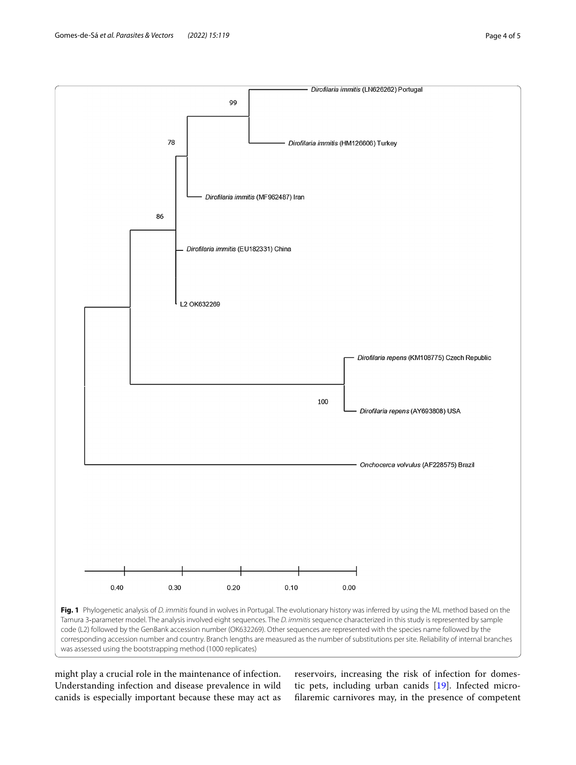**Fig. 1** Phylogenetic analysis of *D. immitis* found in wolves in Portugal. The evolutionary history was inferred by using the ML method based on the Tamura 3-parameter model. The analysis involved eight sequences. The *D. immitis* sequence characterized in this study is represented by sample code (L2) followed by the GenBank accession number (OK632269). Other sequences are represented with the species name followed by the corresponding accession number and country. Branch lengths are measured as the number of substitutions per site. Reliability of internal branches was assessed using the bootstrapping method (1000 replicates)

might play a crucial role in the maintenance of infection. Understanding infection and disease prevalence in wild canids is especially important because these may act as reservoirs, increasing the risk of infection for domestic pets, including urban canids [19]. Infected microfilaremic carnivores may, in the presence of competent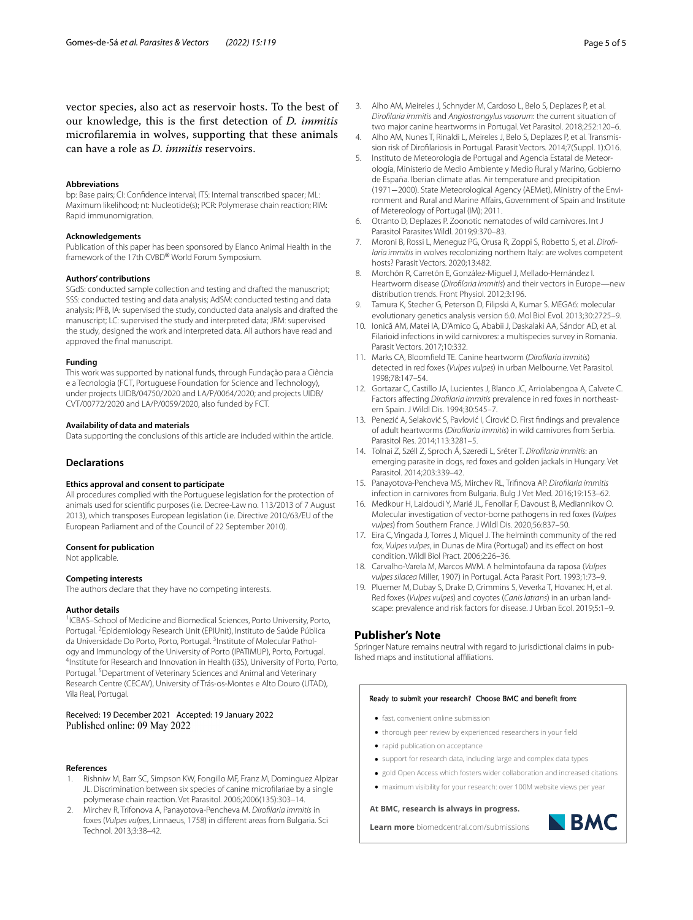vector species, also act as reservoir hosts. To the best of our knowledge, this is the first detection of *D. immitis* microfilaremia in wolves, supporting that these animals can have a role as *D. immitis* reservoirs.

#### Abbreviations
bp: Base pairs; CI: Confidence interval; ITS: Internal transcribed spacer; ML: Maximum likelihood; nt: Nucleotide(s); PCR: Polymerase chain reaction; RIM: Rapid immunomigration.

#### Acknowledgements
Publication of this paper has been sponsored by Elanco Animal Health in the framework of the 17th CVBD® World Forum Symposium.

#### Authors' contributions
SGdS: conducted sample collection and testing and drafted the manuscript; SSS: conducted testing and data analysis; AdSM: conducted testing and data analysis; PFB, IA: supervised the study, conducted data analysis and drafted the manuscript; LC: supervised the study and interpreted data; JRM: supervised the study, designed the work and interpreted data. All authors have read and approved the final manuscript.

#### Funding
This work was supported by national funds, through Fundação para a Ciência e a Tecnologia (FCT, Portuguese Foundation for Science and Technology), under projects UIDB/04750/2020 and LA/P/0064/2020; and projects UIDB/CVT/00772/2020 and LA/P/0059/2020, also funded by FCT.

#### Availability of data and materials
Data supporting the conclusions of this article are included within the article.

## Declarations

#### Ethics approval and consent to participate
All procedures complied with the Portuguese legislation for the protection of animals used for scientific purposes (i.e. Decree-Law no. 113/2013 of 7 August 2013), which transposes European legislation (i.e. Directive 2010/63/EU of the European Parliament and of the Council of 22 September 2010).

#### Consent for publication
Not applicable.

#### Competing interests
The authors declare that they have no competing interests.

#### Author details
[1]ICBAS–School of Medicine and Biomedical Sciences, Porto University, Porto, Portugal. [2]Epidemiology Research Unit (EPIUnit), Instituto de Saúde Pública da Universidade Do Porto, Porto, Portugal. [3]Institute of Molecular Pathology and Immunology of the University of Porto (IPATIMUP), Porto, Portugal. [4]Institute for Research and Innovation in Health (i3S), University of Porto, Porto, Portugal. [5]Department of Veterinary Sciences and Animal and Veterinary Research Centre (CECAV), University of Trás-os-Montes e Alto Douro (UTAD), Vila Real, Portugal.

Received: 19 December 2021 Accepted: 19 January 2022
Published online: 09 May 2022

#### References
1. Rishniw M, Barr SC, Simpson KW, Fongillo MF, Franz M, Dominguez Alpizar JL. Discrimination between six species of canine microfilariae by a single polymerase chain reaction. Vet Parasitol. 2006;2006(135):303–14.
2. Mirchev R, Trifonova A, Panayotova-Pencheva M. *Dirofilaria immitis* in foxes (*Vulpes vulpes*, Linnaeus, 1758) in different areas from Bulgaria. Sci Technol. 2013;3:38–42.
3. Alho AM, Meireles J, Schnyder M, Cardoso L, Belo S, Deplazes P, et al. *Dirofilaria immitis* and *Angiostrongylus vasorum*: the current situation of two major canine heartworms in Portugal. Vet Parasitol. 2018;252:120–6.
4. Alho AM, Nunes T, Rinaldi L, Meireles J, Belo S, Deplazes P, et al. Transmission risk of Dirofilariosis in Portugal. Parasit Vectors. 2014;7(Suppl. 1):O16.
5. Instituto de Meteorologia de Portugal and Agencia Estatal de Meteorología, Ministerio de Medio Ambiente y Medio Rural y Marino, Gobierno de España. Iberian climate atlas. Air temperature and precipitation (1971—2000). State Meteorological Agency (AEMet), Ministry of the Environment and Rural and Marine Affairs, Government of Spain and Institute of Metereology of Portugal (IM); 2011.
6. Otranto D, Deplazes P. Zoonotic nematodes of wild carnivores. Int J Parasitol Parasites Wildl. 2019;9:370–83.
7. Moroni B, Rossi L, Meneguz PG, Orusa R, Zoppi S, Robetto S, et al. *Dirofilaria immitis* in wolves recolonizing northern Italy: are wolves competent hosts? Parasit Vectors. 2020;13:482.
8. Morchón R, Carretón E, González-Miguel J, Mellado-Hernández I. Heartworm disease (*Dirofilaria immitis*) and their vectors in Europe—new distribution trends. Front Physiol. 2012;3:196.
9. Tamura K, Stecher G, Peterson D, Filipski A, Kumar S. MEGA6: molecular evolutionary genetics analysis version 6.0. Mol Biol Evol. 2013;30:2725–9.
10. Ionică AM, Matei IA, D'Amico G, Ababii J, Daskalaki AA, Sándor AD, et al. Filarioid infections in wild carnivores: a multispecies survey in Romania. Parasit Vectors. 2017;10:332.
11. Marks CA, Bloomfield TE. Canine heartworm (*Dirofilaria immitis*) detected in red foxes (*Vulpes vulpes*) in urban Melbourne. Vet Parasitol. 1998;78:147–54.
12. Gortazar C, Castillo JA, Lucientes J, Blanco JC, Arriolabengoa A, Calvete C. Factors affecting *Dirofilaria immitis* prevalence in red foxes in northeastern Spain. J Wildl Dis. 1994;30:545–7.
13. Penezić A, Selaković S, Pavlović I, Ćirović D. First findings and prevalence of adult heartworms (*Dirofilaria immitis*) in wild carnivores from Serbia. Parasitol Res. 2014;113:3281–5.
14. Tolnai Z, Széll Z, Sproch Á, Szeredi L, Sréter T. *Dirofilaria immitis*: an emerging parasite in dogs, red foxes and golden jackals in Hungary. Vet Parasitol. 2014;203:339–42.
15. Panayotova-Pencheva MS, Mirchev RL, Trifinova AP. *Dirofilaria immitis* infection in carnivores from Bulgaria. Bulg J Vet Med. 2016;19:153–62.
16. Medkour H, Laidoudi Y, Marié JL, Fenollar F, Davoust B, Mediannikov O. Molecular investigation of vector-borne pathogens in red foxes (*Vulpes vulpes*) from Southern France. J Wildl Dis. 2020;56:837–50.
17. Eira C, Vingada J, Torres J, Miquel J. The helminth community of the red fox, *Vulpes vulpes*, in Dunas de Mira (Portugal) and its effect on host condition. Wildl Biol Pract. 2006;2:26–36.
18. Carvalho-Varela M, Marcos MVM. A helmintofauna da raposa (*Vulpes vulpes silacea* Miller, 1907) in Portugal. Acta Parasit Port. 1993;1:73–9.
19. Pluemer M, Dubay S, Drake D, Crimmins S, Veverka T, Hovanec H, et al. Red foxes (*Vulpes vulpes*) and coyotes (*Canis latrans*) in an urban landscape: prevalence and risk factors for disease. J Urban Ecol. 2019;5:1–9.

## Publisher's Note
Springer Nature remains neutral with regard to jurisdictional claims in published maps and institutional affiliations.

Ready to submit your research? Choose BMC and benefit from:

- fast, convenient online submission
- thorough peer review by experienced researchers in your field
- rapid publication on acceptance
- support for research data, including large and complex data types
- gold Open Access which fosters wider collaboration and increased citations
- maximum visibility for your research: over 100M website views per year

**At BMC, research is always in progress.**

**Learn more** biomedcentral.com/submissions